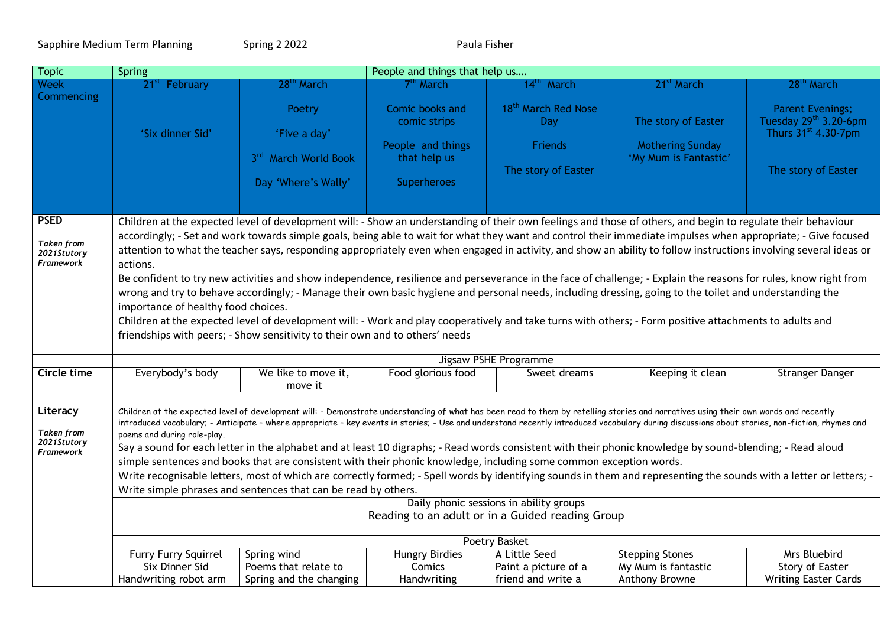Sapphire Medium Term Planning Spring 2 2022 Paula Fisher

| Topic | Spring | | People and things that help us…. | | | |
|---|---|---|---|---|---|---|
| Week Commencing | 21st February<br><br>'Six dinner Sid' | 28th March<br><br>Poetry<br><br>'Five a day'<br><br>3rd March World Book<br><br>Day 'Where's Wally' | 7th March<br><br>Comic books and comic strips<br><br>People and things that help us<br><br>Superheroes | 14th March<br><br>18th March Red Nose Day<br><br>Friends<br><br>The story of Easter | 21st March<br><br>The story of Easter<br><br>Mothering Sunday<br>'My Mum is Fantastic' | 28th March<br><br>Parent Evenings;<br>Tuesday 29th 3.20-6pm<br>Thurs 31st 4.30-7pm<br><br>The story of Easter |
| **PSED**<br><br>*Taken from 2021Stutory Framework* | Children at the expected level of development will: - Show an understanding of their own feelings and those of others, and begin to regulate their behaviour accordingly; - Set and work towards simple goals, being able to wait for what they want and control their immediate impulses when appropriate; - Give focused attention to what the teacher says, responding appropriately even when engaged in activity, and show an ability to follow instructions involving several ideas or actions.<br>Be confident to try new activities and show independence, resilience and perseverance in the face of challenge; - Explain the reasons for rules, know right from wrong and try to behave accordingly; - Manage their own basic hygiene and personal needs, including dressing, going to the toilet and understanding the importance of healthy food choices.<br>Children at the expected level of development will: - Work and play cooperatively and take turns with others; - Form positive attachments to adults and friendships with peers; - Show sensitivity to their own and to others' needs | | | | | |
| | Jigsaw PSHE Programme | | | | | |
| **Circle time** | Everybody's body | We like to move it, move it | Food glorious food | Sweet dreams | Keeping it clean | Stranger Danger |
| | | | | | | |
| **Literacy**<br><br>*Taken from 2021Stutory Framework* | Children at the expected level of development will: - Demonstrate understanding of what has been read to them by retelling stories and narratives using their own words and recently introduced vocabulary; - Anticipate – where appropriate – key events in stories; - Use and understand recently introduced vocabulary during discussions about stories, non-fiction, rhymes and poems and during role-play.<br>Say a sound for each letter in the alphabet and at least 10 digraphs; - Read words consistent with their phonic knowledge by sound-blending; - Read aloud simple sentences and books that are consistent with their phonic knowledge, including some common exception words.<br>Write recognisable letters, most of which are correctly formed; - Spell words by identifying sounds in them and representing the sounds with a letter or letters; - Write simple phrases and sentences that can be read by others. | | | | | |
| | Daily phonic sessions in ability groups<br>Reading to an adult or in a Guided reading Group | | | | | |
| | Poetry Basket | | | | | |
| | Furry Furry Squirrel | Spring wind | Hungry Birdies | A Little Seed | Stepping Stones | Mrs Bluebird |
| | Six Dinner Sid<br>Handwriting robot arm | Poems that relate to Spring and the changing | Comics<br>Handwriting | Paint a picture of a friend and write a | My Mum is fantastic<br>Anthony Browne | Story of Easter<br>Writing Easter Cards |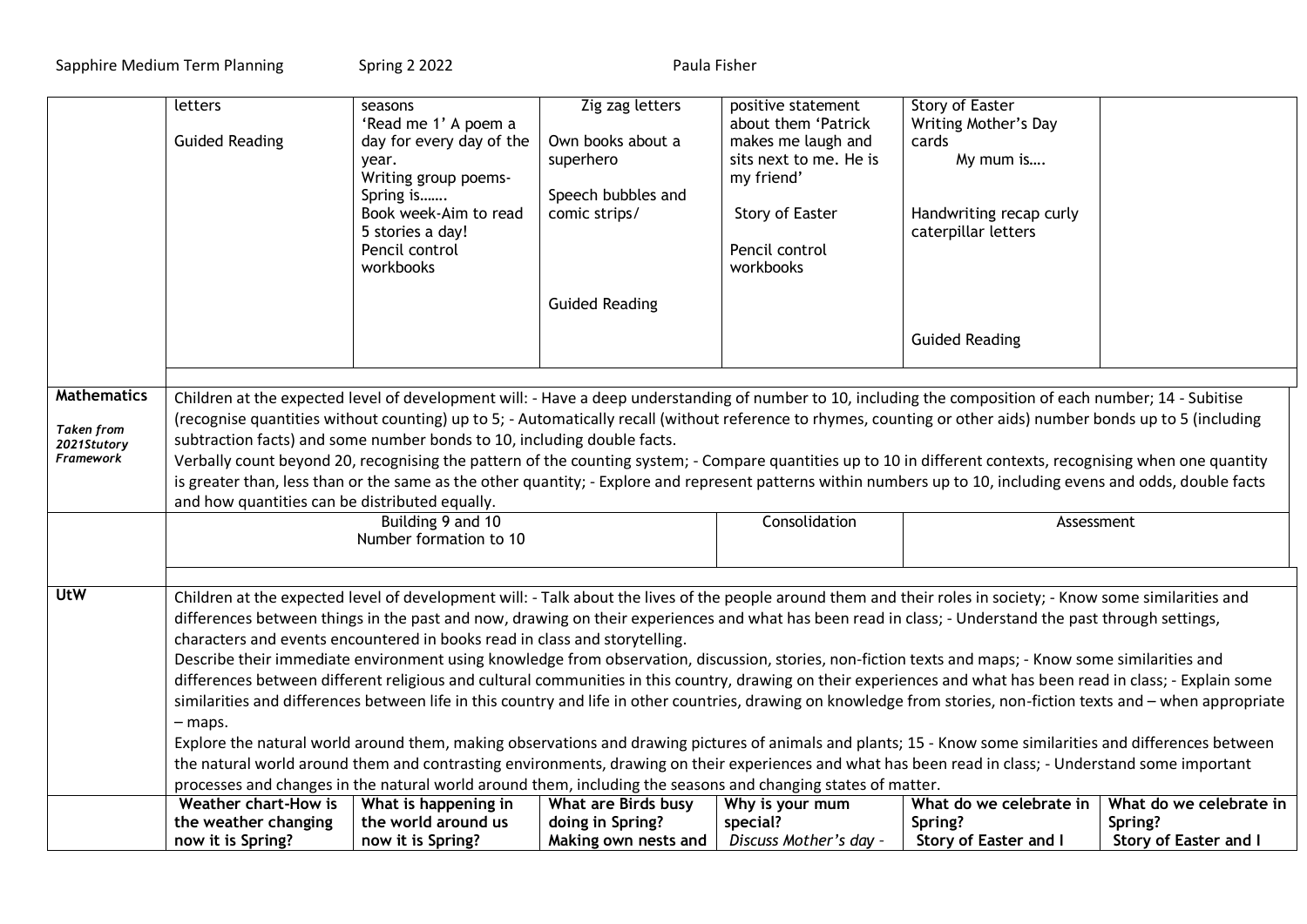| | | | | | | |
|---|---|---|---|---|---|---|
| | letters<br><br>Guided Reading | seasons<br>'Read me 1' A poem a day for every day of the year.<br>Writing group poems- Spring is…….<br>Book week-Aim to read 5 stories a day!<br>Pencil control workbooks | Zig zag letters<br><br>Own books about a superhero<br><br>Speech bubbles and comic strips/<br><br>Guided Reading | positive statement about them 'Patrick makes me laugh and sits next to me. He is my friend'<br><br>Story of Easter<br><br>Pencil control workbooks | Story of Easter<br>Writing Mother's Day cards<br>My mum is….<br><br>Handwriting recap curly caterpillar letters<br><br>Guided Reading | |
| **Mathematics**<br><br>***Taken from 2021Stutory Framework*** | Children at the expected level of development will: - Have a deep understanding of number to 10, including the composition of each number; 14 - Subitise (recognise quantities without counting) up to 5; - Automatically recall (without reference to rhymes, counting or other aids) number bonds up to 5 (including subtraction facts) and some number bonds to 10, including double facts.<br>Verbally count beyond 20, recognising the pattern of the counting system; - Compare quantities up to 10 in different contexts, recognising when one quantity is greater than, less than or the same as the other quantity; - Explore and represent patterns within numbers up to 10, including evens and odds, double facts and how quantities can be distributed equally. | | | | | |
| | Building 9 and 10<br>Number formation to 10 | | | Consolidation | Assessment | |
| **UtW** | Children at the expected level of development will: - Talk about the lives of the people around them and their roles in society; - Know some similarities and differences between things in the past and now, drawing on their experiences and what has been read in class; - Understand the past through settings, characters and events encountered in books read in class and storytelling.<br>Describe their immediate environment using knowledge from observation, discussion, stories, non-fiction texts and maps; - Know some similarities and differences between different religious and cultural communities in this country, drawing on their experiences and what has been read in class; - Explain some similarities and differences between life in this country and life in other countries, drawing on knowledge from stories, non-fiction texts and – when appropriate – maps.<br>Explore the natural world around them, making observations and drawing pictures of animals and plants; 15 - Know some similarities and differences between the natural world around them and contrasting environments, drawing on their experiences and what has been read in class; - Understand some important processes and changes in the natural world around them, including the seasons and changing states of matter. | | | | | |
| | **Weather chart-How is the weather changing now it is Spring?** | **What is happening in the world around us now it is Spring?** | **What are Birds busy doing in Spring? Making own nests and** | **Why is your mum special?**<br>*Discuss Mother's day -* | **What do we celebrate in Spring? Story of Easter and I** | **What do we celebrate in Spring? Story of Easter and I** |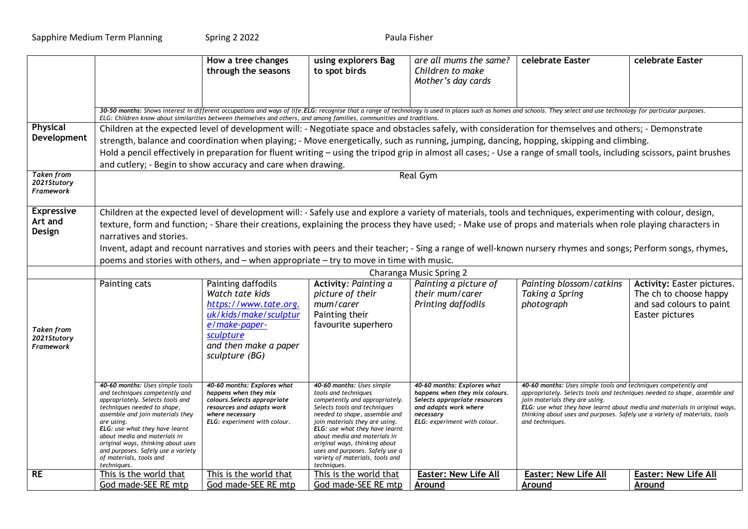Sapphire Medium Term Planning Spring 2 2022 Paula Fisher

| | | | | | | |
|---|---|---|---|---|---|---|
| | | **How a tree changes through the seasons** | **using explorers Bag to spot birds** | *are all mums the same? Children to make Mother's day cards* | **celebrate Easter** | **celebrate Easter** |
| | ***30-50 months:*** *Shows interest in different occupations and ways of life.* ***ELG:*** *recognise that a range of technology is used in places such as homes and schools. They select and use technology for particular purposes. ELG: Children know about similarities between themselves and others, and among families, communities and traditions.* | | | | | |
| **Physical Development** | Children at the expected level of development will: - Negotiate space and obstacles safely, with consideration for themselves and others; - Demonstrate strength, balance and coordination when playing; - Move energetically, such as running, jumping, dancing, hopping, skipping and climbing. Hold a pencil effectively in preparation for fluent writing – using the tripod grip in almost all cases; - Use a range of small tools, including scissors, paint brushes and cutlery; - Begin to show accuracy and care when drawing. | | | | | |
| ***Taken from 2021Stutory Framework*** | Real Gym | | | | | |
| **Expressive Art and Design** | Children at the expected level of development will: - Safely use and explore a variety of materials, tools and techniques, experimenting with colour, design, texture, form and function; - Share their creations, explaining the process they have used; - Make use of props and materials when role playing characters in narratives and stories. Invent, adapt and recount narratives and stories with peers and their teacher; - Sing a range of well-known nursery rhymes and songs; Perform songs, rhymes, poems and stories with others, and – when appropriate – try to move in time with music. | | | | | |
| | Charanga Music Spring 2 | | | | | |
| ***Taken from 2021Stutory Framework*** | Painting cats | Painting daffodils *Watch tate kids [https://www.tate.org.uk/kids/make/sculpture/make-paper-sculpture](https://www.tate.org.uk/kids/make/sculpture/make-paper-sculpture) and then make a paper sculpture (BG)* | **Activity:** *Painting a picture of their mum/carer* Painting their favourite superhero | *Painting a picture of their mum/carer Printing daffodils* | *Painting blossom/catkins Taking a Spring photograph* | **Activity:** Easter pictures. The ch to choose happy and sad colours to paint Easter pictures |
| | ***40-60 months:*** *Uses simple tools and techniques competently and appropriately. Selects tools and techniques needed to shape, assemble and join materials they are using.* ***ELG:*** *use what they have learnt about media and materials in original ways, thinking about uses and purposes. Safely use a variety of materials, tools and techniques.* | ***40-60 months: Explores what happens when they mix colours. Selects appropriate resources and adapts work where necessary*** ***ELG:*** *experiment with colour.* | ***40-60 months:*** *Uses simple tools and techniques competently and appropriately. Selects tools and techniques needed to shape, assemble and join materials they are using.* ***ELG:*** *use what they have learnt about media and materials in original ways, thinking about uses and purposes. Safely use a variety of materials, tools and techniques.* | ***40-60 months: Explores what happens when they mix colours. Selects appropriate resources and adapts work where necessary*** ***ELG:*** *experiment with colour.* | ***40-60 months:*** *Uses simple tools and techniques competently and appropriately. Selects tools and techniques needed to shape, assemble and join materials they are using.* ***ELG:*** *use what they have learnt about media and materials in original ways, thinking about uses and purposes. Safely use a variety of materials, tools and techniques.* | |
| **RE** | This is the world that God made-SEE RE mtp | This is the world that God made-SEE RE mtp | This is the world that God made-SEE RE mtp | **Easter: New Life All Around** | **Easter: New Life All Around** | **Easter: New Life All Around** |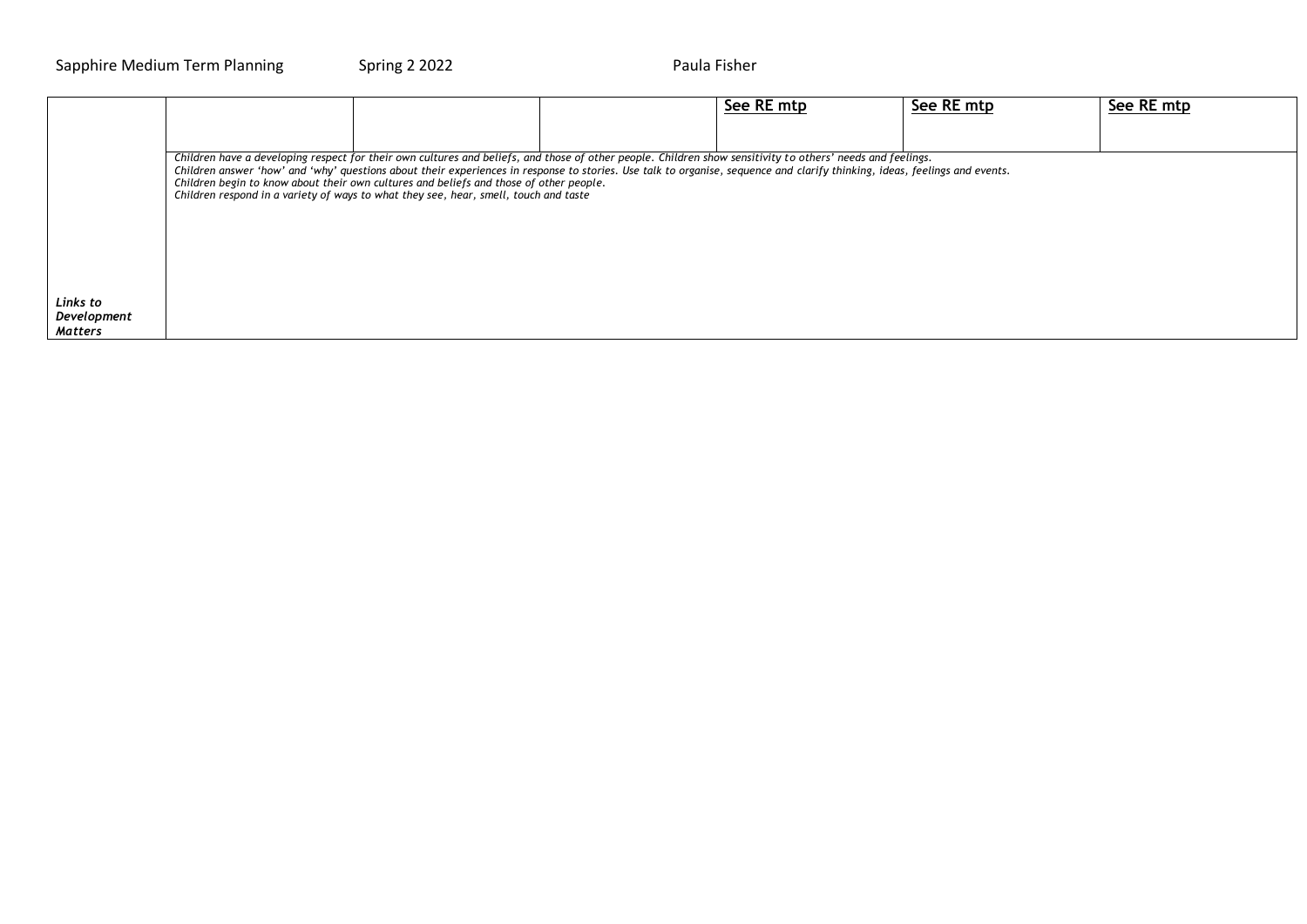Sapphire Medium Term Planning Spring 2 2022 Paula Fisher

| | | | | | | |
|---|---|---|---|---|---|---|
| | | | | **See RE mtp** | **See RE mtp** | **See RE mtp** |
| *Links to Development Matters* | *Children have a developing respect for their own cultures and beliefs, and those of other people. Children show sensitivity to others' needs and feelings.*<br>*Children answer 'how' and 'why' questions about their experiences in response to stories. Use talk to organise, sequence and clarify thinking, ideas, feelings and events.*<br>*Children begin to know about their own cultures and beliefs and those of other people.*<br>*Children respond in a variety of ways to what they see, hear, smell, touch and taste* | | | | | |